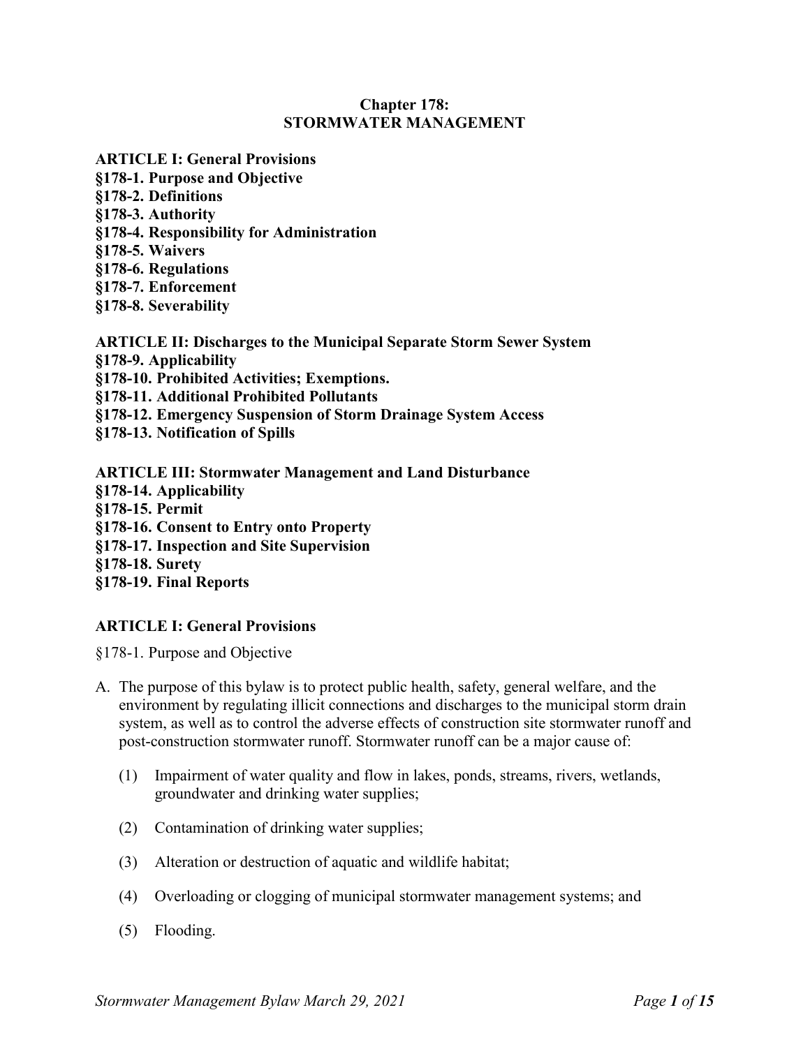# Chapter 178:
# STORMWATER MANAGEMENT

**ARTICLE I: General Provisions**
**§178-1. Purpose and Objective**
**§178-2. Definitions**
**§178-3. Authority**
**§178-4. Responsibility for Administration**
**§178-5. Waivers**
**§178-6. Regulations**
**§178-7. Enforcement**
**§178-8. Severability**

**ARTICLE II: Discharges to the Municipal Separate Storm Sewer System**
**§178-9. Applicability**
**§178-10. Prohibited Activities; Exemptions.**
**§178-11. Additional Prohibited Pollutants**
**§178-12. Emergency Suspension of Storm Drainage System Access**
**§178-13. Notification of Spills**

**ARTICLE III: Stormwater Management and Land Disturbance**
**§178-14. Applicability**
**§178-15. Permit**
**§178-16. Consent to Entry onto Property**
**§178-17. Inspection and Site Supervision**
**§178-18. Surety**
**§178-19. Final Reports**

## ARTICLE I: General Provisions

§178-1. Purpose and Objective

A. The purpose of this bylaw is to protect public health, safety, general welfare, and the environment by regulating illicit connections and discharges to the municipal storm drain system, as well as to control the adverse effects of construction site stormwater runoff and post-construction stormwater runoff. Stormwater runoff can be a major cause of:

   (1) Impairment of water quality and flow in lakes, ponds, streams, rivers, wetlands, groundwater and drinking water supplies;

   (2) Contamination of drinking water supplies;

   (3) Alteration or destruction of aquatic and wildlife habitat;

   (4) Overloading or clogging of municipal stormwater management systems; and

   (5) Flooding.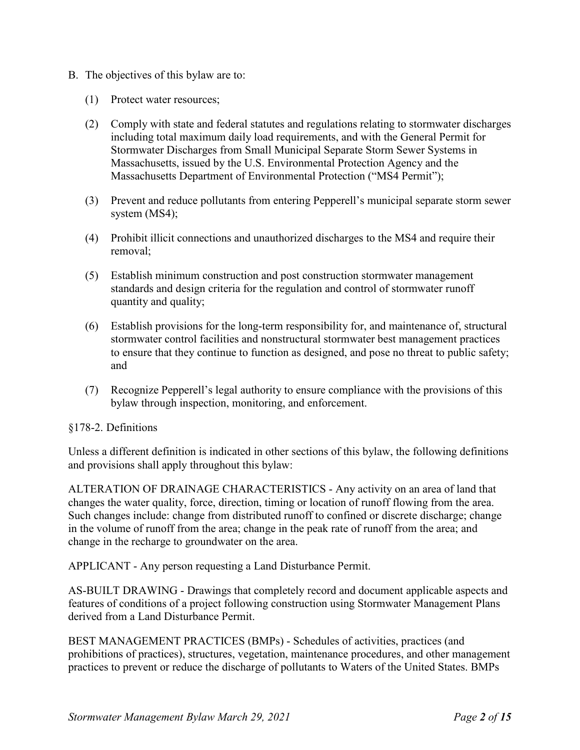B. The objectives of this bylaw are to:

   (1) Protect water resources;

   (2) Comply with state and federal statutes and regulations relating to stormwater discharges including total maximum daily load requirements, and with the General Permit for Stormwater Discharges from Small Municipal Separate Storm Sewer Systems in Massachusetts, issued by the U.S. Environmental Protection Agency and the Massachusetts Department of Environmental Protection ("MS4 Permit");

   (3) Prevent and reduce pollutants from entering Pepperell's municipal separate storm sewer system (MS4);

   (4) Prohibit illicit connections and unauthorized discharges to the MS4 and require their removal;

   (5) Establish minimum construction and post construction stormwater management standards and design criteria for the regulation and control of stormwater runoff quantity and quality;

   (6) Establish provisions for the long-term responsibility for, and maintenance of, structural stormwater control facilities and nonstructural stormwater best management practices to ensure that they continue to function as designed, and pose no threat to public safety; and

   (7) Recognize Pepperell's legal authority to ensure compliance with the provisions of this bylaw through inspection, monitoring, and enforcement.

§178-2. Definitions

Unless a different definition is indicated in other sections of this bylaw, the following definitions and provisions shall apply throughout this bylaw:

ALTERATION OF DRAINAGE CHARACTERISTICS - Any activity on an area of land that changes the water quality, force, direction, timing or location of runoff flowing from the area. Such changes include: change from distributed runoff to confined or discrete discharge; change in the volume of runoff from the area; change in the peak rate of runoff from the area; and change in the recharge to groundwater on the area.

APPLICANT - Any person requesting a Land Disturbance Permit.

AS-BUILT DRAWING - Drawings that completely record and document applicable aspects and features of conditions of a project following construction using Stormwater Management Plans derived from a Land Disturbance Permit.

BEST MANAGEMENT PRACTICES (BMPs) - Schedules of activities, practices (and prohibitions of practices), structures, vegetation, maintenance procedures, and other management practices to prevent or reduce the discharge of pollutants to Waters of the United States. BMPs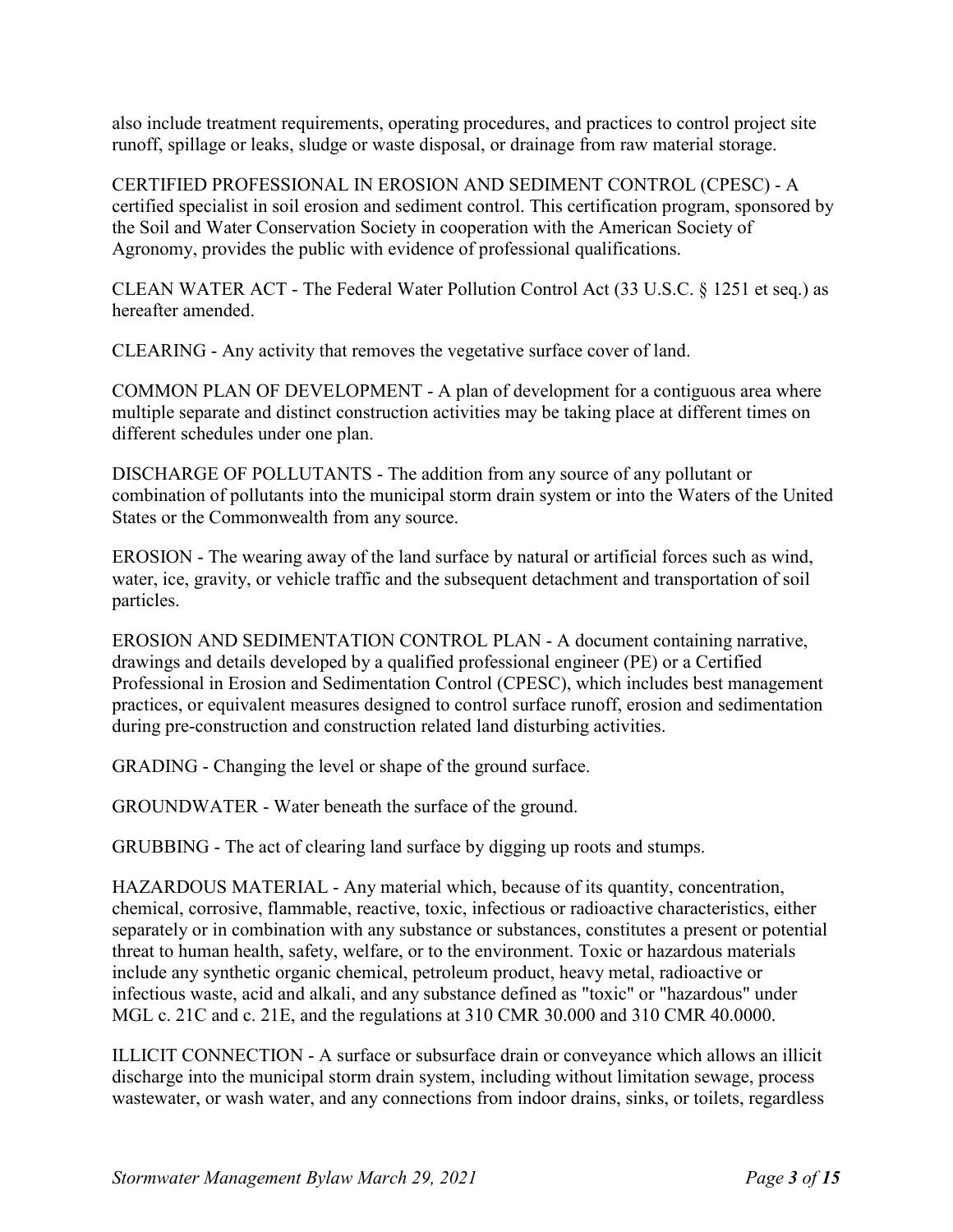also include treatment requirements, operating procedures, and practices to control project site runoff, spillage or leaks, sludge or waste disposal, or drainage from raw material storage.

CERTIFIED PROFESSIONAL IN EROSION AND SEDIMENT CONTROL (CPESC) - A certified specialist in soil erosion and sediment control. This certification program, sponsored by the Soil and Water Conservation Society in cooperation with the American Society of Agronomy, provides the public with evidence of professional qualifications.

CLEAN WATER ACT - The Federal Water Pollution Control Act (33 U.S.C. § 1251 et seq.) as hereafter amended.

CLEARING - Any activity that removes the vegetative surface cover of land.

COMMON PLAN OF DEVELOPMENT - A plan of development for a contiguous area where multiple separate and distinct construction activities may be taking place at different times on different schedules under one plan.

DISCHARGE OF POLLUTANTS - The addition from any source of any pollutant or combination of pollutants into the municipal storm drain system or into the Waters of the United States or the Commonwealth from any source.

EROSION - The wearing away of the land surface by natural or artificial forces such as wind, water, ice, gravity, or vehicle traffic and the subsequent detachment and transportation of soil particles.

EROSION AND SEDIMENTATION CONTROL PLAN - A document containing narrative, drawings and details developed by a qualified professional engineer (PE) or a Certified Professional in Erosion and Sedimentation Control (CPESC), which includes best management practices, or equivalent measures designed to control surface runoff, erosion and sedimentation during pre-construction and construction related land disturbing activities.

GRADING - Changing the level or shape of the ground surface.

GROUNDWATER - Water beneath the surface of the ground.

GRUBBING - The act of clearing land surface by digging up roots and stumps.

HAZARDOUS MATERIAL - Any material which, because of its quantity, concentration, chemical, corrosive, flammable, reactive, toxic, infectious or radioactive characteristics, either separately or in combination with any substance or substances, constitutes a present or potential threat to human health, safety, welfare, or to the environment. Toxic or hazardous materials include any synthetic organic chemical, petroleum product, heavy metal, radioactive or infectious waste, acid and alkali, and any substance defined as "toxic" or "hazardous" under MGL c. 21C and c. 21E, and the regulations at 310 CMR 30.000 and 310 CMR 40.0000.

ILLICIT CONNECTION - A surface or subsurface drain or conveyance which allows an illicit discharge into the municipal storm drain system, including without limitation sewage, process wastewater, or wash water, and any connections from indoor drains, sinks, or toilets, regardless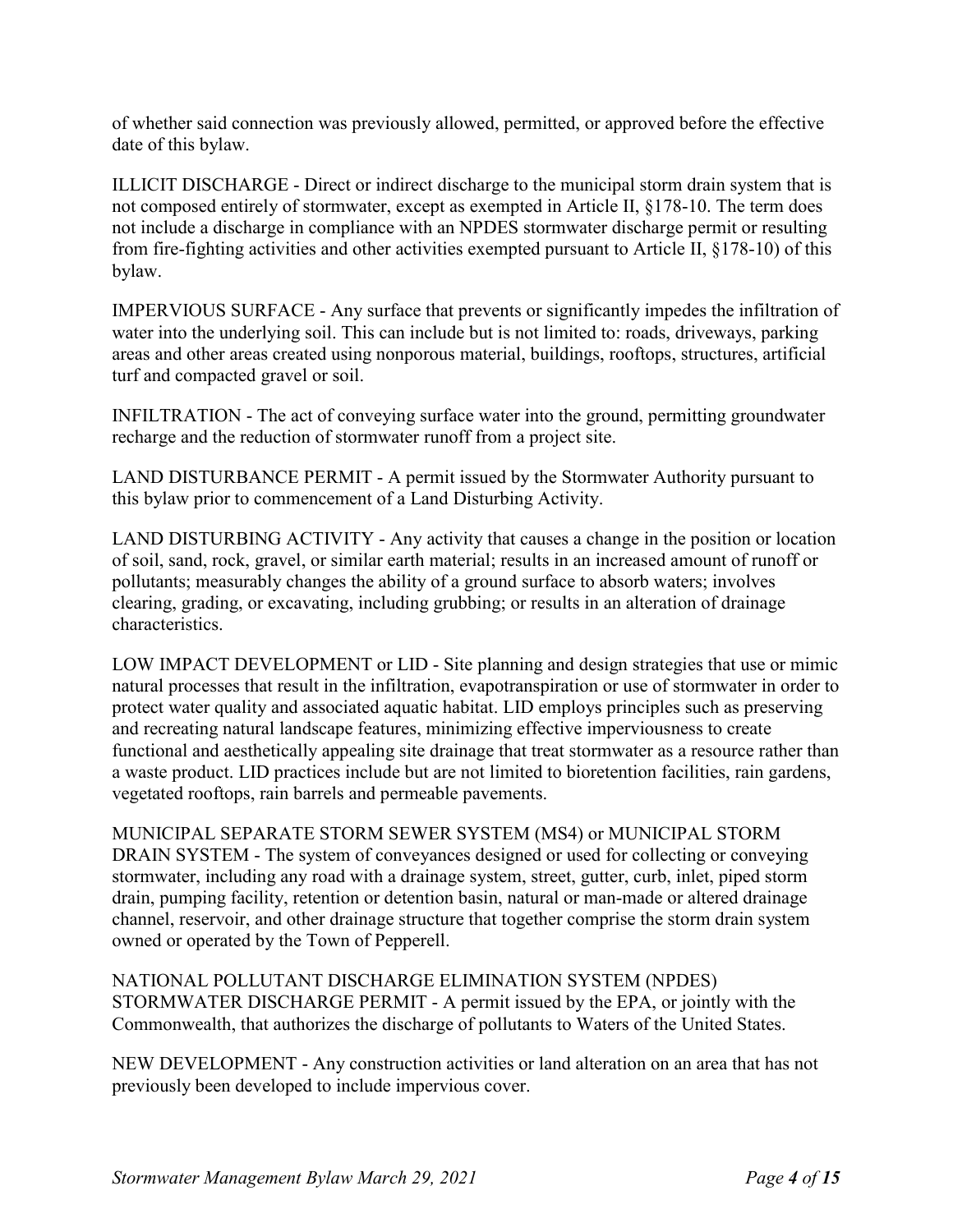of whether said connection was previously allowed, permitted, or approved before the effective date of this bylaw.

ILLICIT DISCHARGE - Direct or indirect discharge to the municipal storm drain system that is not composed entirely of stormwater, except as exempted in Article II, §178-10. The term does not include a discharge in compliance with an NPDES stormwater discharge permit or resulting from fire-fighting activities and other activities exempted pursuant to Article II, §178-10) of this bylaw.

IMPERVIOUS SURFACE - Any surface that prevents or significantly impedes the infiltration of water into the underlying soil. This can include but is not limited to: roads, driveways, parking areas and other areas created using nonporous material, buildings, rooftops, structures, artificial turf and compacted gravel or soil.

INFILTRATION - The act of conveying surface water into the ground, permitting groundwater recharge and the reduction of stormwater runoff from a project site.

LAND DISTURBANCE PERMIT - A permit issued by the Stormwater Authority pursuant to this bylaw prior to commencement of a Land Disturbing Activity.

LAND DISTURBING ACTIVITY - Any activity that causes a change in the position or location of soil, sand, rock, gravel, or similar earth material; results in an increased amount of runoff or pollutants; measurably changes the ability of a ground surface to absorb waters; involves clearing, grading, or excavating, including grubbing; or results in an alteration of drainage characteristics.

LOW IMPACT DEVELOPMENT or LID - Site planning and design strategies that use or mimic natural processes that result in the infiltration, evapotranspiration or use of stormwater in order to protect water quality and associated aquatic habitat. LID employs principles such as preserving and recreating natural landscape features, minimizing effective imperviousness to create functional and aesthetically appealing site drainage that treat stormwater as a resource rather than a waste product. LID practices include but are not limited to bioretention facilities, rain gardens, vegetated rooftops, rain barrels and permeable pavements.

MUNICIPAL SEPARATE STORM SEWER SYSTEM (MS4) or MUNICIPAL STORM DRAIN SYSTEM - The system of conveyances designed or used for collecting or conveying stormwater, including any road with a drainage system, street, gutter, curb, inlet, piped storm drain, pumping facility, retention or detention basin, natural or man-made or altered drainage channel, reservoir, and other drainage structure that together comprise the storm drain system owned or operated by the Town of Pepperell.

NATIONAL POLLUTANT DISCHARGE ELIMINATION SYSTEM (NPDES) STORMWATER DISCHARGE PERMIT - A permit issued by the EPA, or jointly with the Commonwealth, that authorizes the discharge of pollutants to Waters of the United States.

NEW DEVELOPMENT - Any construction activities or land alteration on an area that has not previously been developed to include impervious cover.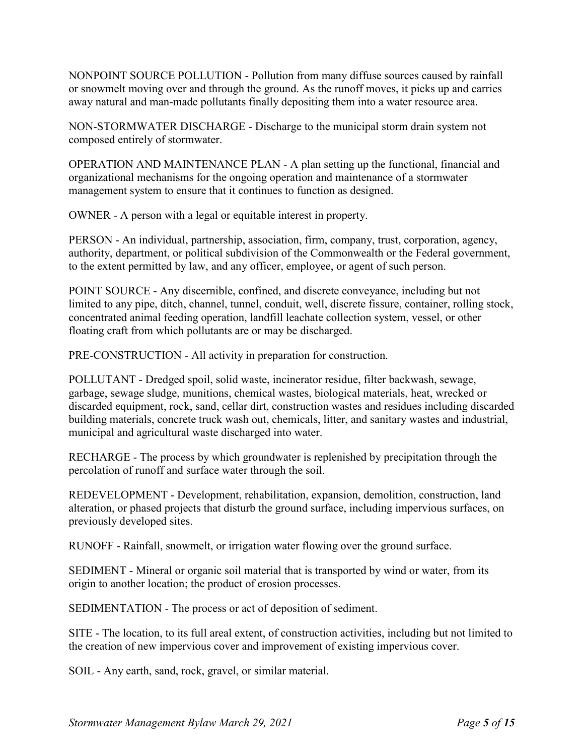NONPOINT SOURCE POLLUTION - Pollution from many diffuse sources caused by rainfall or snowmelt moving over and through the ground. As the runoff moves, it picks up and carries away natural and man-made pollutants finally depositing them into a water resource area.

NON-STORMWATER DISCHARGE - Discharge to the municipal storm drain system not composed entirely of stormwater.

OPERATION AND MAINTENANCE PLAN - A plan setting up the functional, financial and organizational mechanisms for the ongoing operation and maintenance of a stormwater management system to ensure that it continues to function as designed.

OWNER - A person with a legal or equitable interest in property.

PERSON - An individual, partnership, association, firm, company, trust, corporation, agency, authority, department, or political subdivision of the Commonwealth or the Federal government, to the extent permitted by law, and any officer, employee, or agent of such person.

POINT SOURCE - Any discernible, confined, and discrete conveyance, including but not limited to any pipe, ditch, channel, tunnel, conduit, well, discrete fissure, container, rolling stock, concentrated animal feeding operation, landfill leachate collection system, vessel, or other floating craft from which pollutants are or may be discharged.

PRE-CONSTRUCTION - All activity in preparation for construction.

POLLUTANT - Dredged spoil, solid waste, incinerator residue, filter backwash, sewage, garbage, sewage sludge, munitions, chemical wastes, biological materials, heat, wrecked or discarded equipment, rock, sand, cellar dirt, construction wastes and residues including discarded building materials, concrete truck wash out, chemicals, litter, and sanitary wastes and industrial, municipal and agricultural waste discharged into water.

RECHARGE - The process by which groundwater is replenished by precipitation through the percolation of runoff and surface water through the soil.

REDEVELOPMENT - Development, rehabilitation, expansion, demolition, construction, land alteration, or phased projects that disturb the ground surface, including impervious surfaces, on previously developed sites.

RUNOFF - Rainfall, snowmelt, or irrigation water flowing over the ground surface.

SEDIMENT - Mineral or organic soil material that is transported by wind or water, from its origin to another location; the product of erosion processes.

SEDIMENTATION - The process or act of deposition of sediment.

SITE - The location, to its full areal extent, of construction activities, including but not limited to the creation of new impervious cover and improvement of existing impervious cover.

SOIL - Any earth, sand, rock, gravel, or similar material.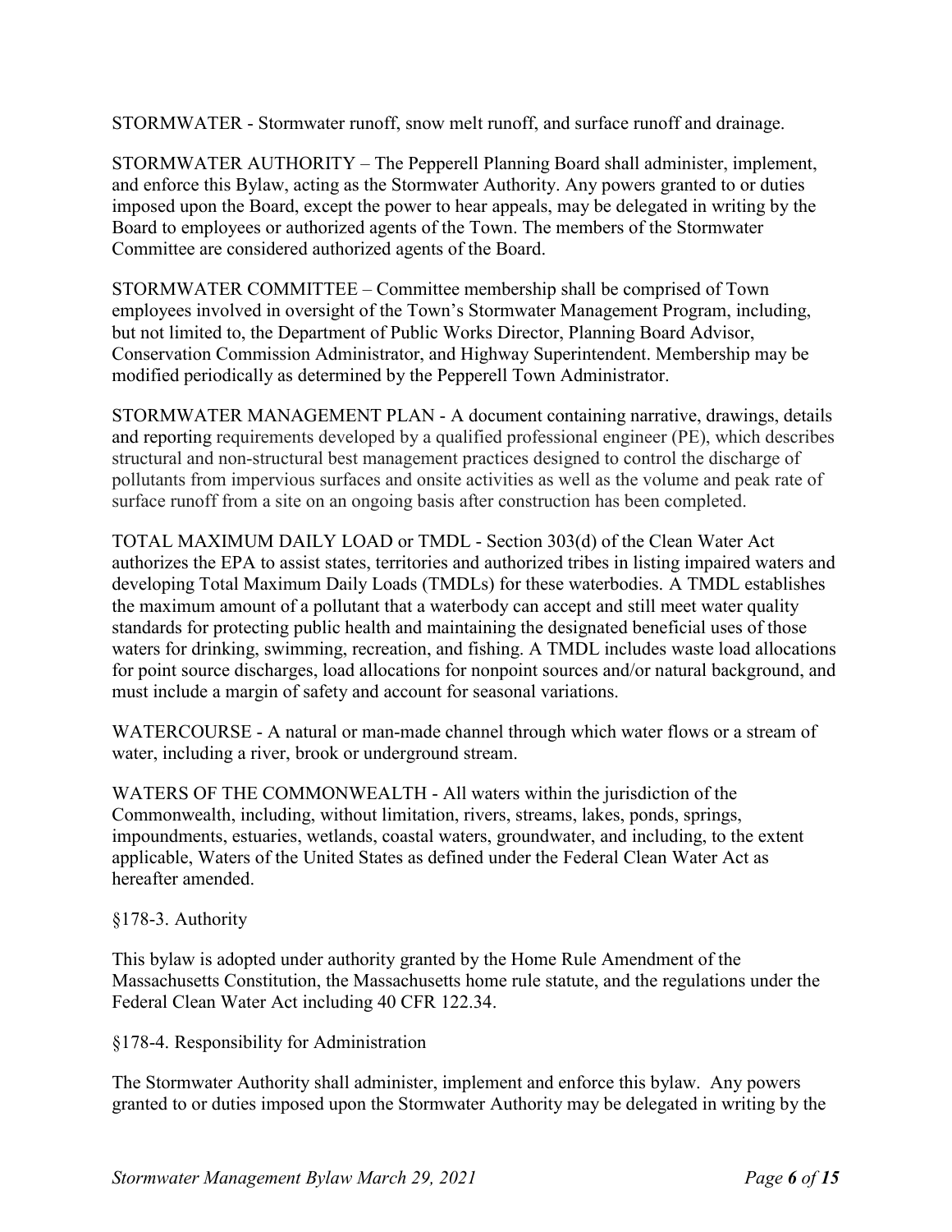STORMWATER - Stormwater runoff, snow melt runoff, and surface runoff and drainage.

STORMWATER AUTHORITY – The Pepperell Planning Board shall administer, implement, and enforce this Bylaw, acting as the Stormwater Authority. Any powers granted to or duties imposed upon the Board, except the power to hear appeals, may be delegated in writing by the Board to employees or authorized agents of the Town. The members of the Stormwater Committee are considered authorized agents of the Board.

STORMWATER COMMITTEE – Committee membership shall be comprised of Town employees involved in oversight of the Town's Stormwater Management Program, including, but not limited to, the Department of Public Works Director, Planning Board Advisor, Conservation Commission Administrator, and Highway Superintendent. Membership may be modified periodically as determined by the Pepperell Town Administrator.

STORMWATER MANAGEMENT PLAN - A document containing narrative, drawings, details and reporting requirements developed by a qualified professional engineer (PE), which describes structural and non-structural best management practices designed to control the discharge of pollutants from impervious surfaces and onsite activities as well as the volume and peak rate of surface runoff from a site on an ongoing basis after construction has been completed.

TOTAL MAXIMUM DAILY LOAD or TMDL - Section 303(d) of the Clean Water Act authorizes the EPA to assist states, territories and authorized tribes in listing impaired waters and developing Total Maximum Daily Loads (TMDLs) for these waterbodies. A TMDL establishes the maximum amount of a pollutant that a waterbody can accept and still meet water quality standards for protecting public health and maintaining the designated beneficial uses of those waters for drinking, swimming, recreation, and fishing. A TMDL includes waste load allocations for point source discharges, load allocations for nonpoint sources and/or natural background, and must include a margin of safety and account for seasonal variations.

WATERCOURSE - A natural or man-made channel through which water flows or a stream of water, including a river, brook or underground stream.

WATERS OF THE COMMONWEALTH - All waters within the jurisdiction of the Commonwealth, including, without limitation, rivers, streams, lakes, ponds, springs, impoundments, estuaries, wetlands, coastal waters, groundwater, and including, to the extent applicable, Waters of the United States as defined under the Federal Clean Water Act as hereafter amended.

§178-3. Authority

This bylaw is adopted under authority granted by the Home Rule Amendment of the Massachusetts Constitution, the Massachusetts home rule statute, and the regulations under the Federal Clean Water Act including 40 CFR 122.34.

§178-4. Responsibility for Administration

The Stormwater Authority shall administer, implement and enforce this bylaw. Any powers granted to or duties imposed upon the Stormwater Authority may be delegated in writing by the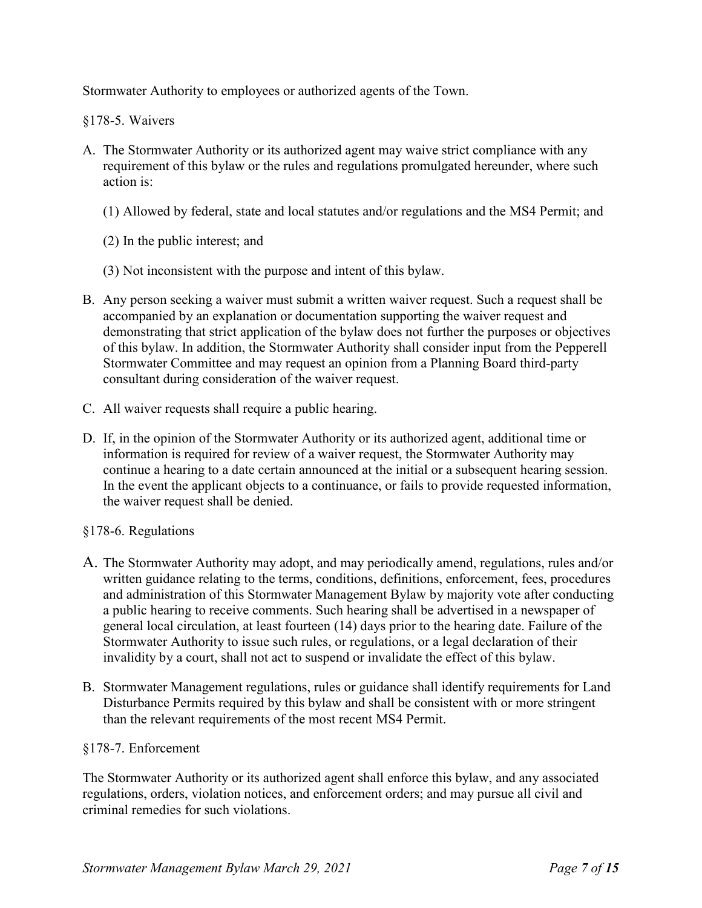Stormwater Authority to employees or authorized agents of the Town.

## §178-5. Waivers

A. The Stormwater Authority or its authorized agent may waive strict compliance with any requirement of this bylaw or the rules and regulations promulgated hereunder, where such action is:

   (1) Allowed by federal, state and local statutes and/or regulations and the MS4 Permit; and

   (2) In the public interest; and

   (3) Not inconsistent with the purpose and intent of this bylaw.

B. Any person seeking a waiver must submit a written waiver request. Such a request shall be accompanied by an explanation or documentation supporting the waiver request and demonstrating that strict application of the bylaw does not further the purposes or objectives of this bylaw. In addition, the Stormwater Authority shall consider input from the Pepperell Stormwater Committee and may request an opinion from a Planning Board third-party consultant during consideration of the waiver request.

C. All waiver requests shall require a public hearing.

D. If, in the opinion of the Stormwater Authority or its authorized agent, additional time or information is required for review of a waiver request, the Stormwater Authority may continue a hearing to a date certain announced at the initial or a subsequent hearing session. In the event the applicant objects to a continuance, or fails to provide requested information, the waiver request shall be denied.

## §178-6. Regulations

A. The Stormwater Authority may adopt, and may periodically amend, regulations, rules and/or written guidance relating to the terms, conditions, definitions, enforcement, fees, procedures and administration of this Stormwater Management Bylaw by majority vote after conducting a public hearing to receive comments. Such hearing shall be advertised in a newspaper of general local circulation, at least fourteen (14) days prior to the hearing date. Failure of the Stormwater Authority to issue such rules, or regulations, or a legal declaration of their invalidity by a court, shall not act to suspend or invalidate the effect of this bylaw.

B. Stormwater Management regulations, rules or guidance shall identify requirements for Land Disturbance Permits required by this bylaw and shall be consistent with or more stringent than the relevant requirements of the most recent MS4 Permit.

## §178-7. Enforcement

The Stormwater Authority or its authorized agent shall enforce this bylaw, and any associated regulations, orders, violation notices, and enforcement orders; and may pursue all civil and criminal remedies for such violations.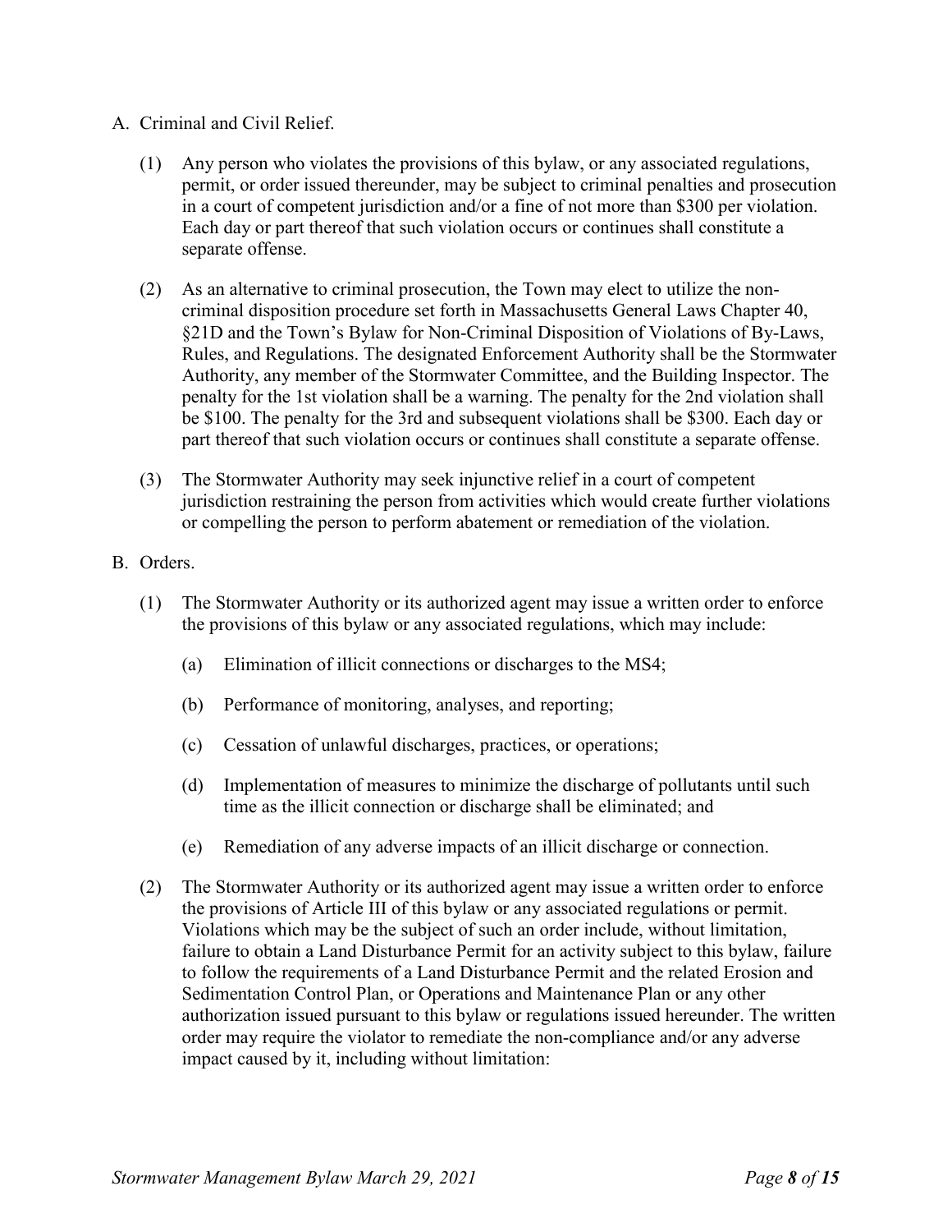A. Criminal and Civil Relief.

(1) Any person who violates the provisions of this bylaw, or any associated regulations, permit, or order issued thereunder, may be subject to criminal penalties and prosecution in a court of competent jurisdiction and/or a fine of not more than $300 per violation. Each day or part thereof that such violation occurs or continues shall constitute a separate offense.

(2) As an alternative to criminal prosecution, the Town may elect to utilize the non-criminal disposition procedure set forth in Massachusetts General Laws Chapter 40, §21D and the Town's Bylaw for Non-Criminal Disposition of Violations of By-Laws, Rules, and Regulations. The designated Enforcement Authority shall be the Stormwater Authority, any member of the Stormwater Committee, and the Building Inspector. The penalty for the 1st violation shall be a warning. The penalty for the 2nd violation shall be $100. The penalty for the 3rd and subsequent violations shall be $300. Each day or part thereof that such violation occurs or continues shall constitute a separate offense.

(3) The Stormwater Authority may seek injunctive relief in a court of competent jurisdiction restraining the person from activities which would create further violations or compelling the person to perform abatement or remediation of the violation.

B. Orders.

(1) The Stormwater Authority or its authorized agent may issue a written order to enforce the provisions of this bylaw or any associated regulations, which may include:

(a) Elimination of illicit connections or discharges to the MS4;

(b) Performance of monitoring, analyses, and reporting;

(c) Cessation of unlawful discharges, practices, or operations;

(d) Implementation of measures to minimize the discharge of pollutants until such time as the illicit connection or discharge shall be eliminated; and

(e) Remediation of any adverse impacts of an illicit discharge or connection.

(2) The Stormwater Authority or its authorized agent may issue a written order to enforce the provisions of Article III of this bylaw or any associated regulations or permit. Violations which may be the subject of such an order include, without limitation, failure to obtain a Land Disturbance Permit for an activity subject to this bylaw, failure to follow the requirements of a Land Disturbance Permit and the related Erosion and Sedimentation Control Plan, or Operations and Maintenance Plan or any other authorization issued pursuant to this bylaw or regulations issued hereunder. The written order may require the violator to remediate the non-compliance and/or any adverse impact caused by it, including without limitation: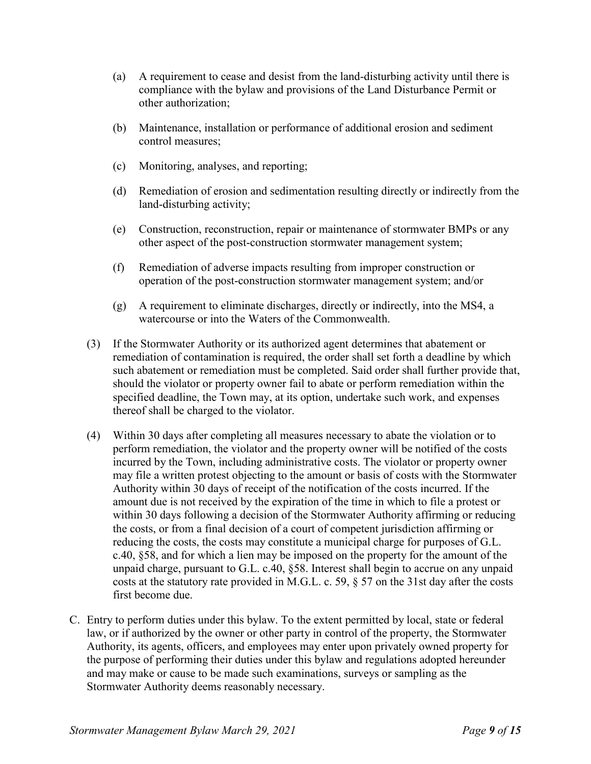(a) A requirement to cease and desist from the land-disturbing activity until there is compliance with the bylaw and provisions of the Land Disturbance Permit or other authorization;

(b) Maintenance, installation or performance of additional erosion and sediment control measures;

(c) Monitoring, analyses, and reporting;

(d) Remediation of erosion and sedimentation resulting directly or indirectly from the land-disturbing activity;

(e) Construction, reconstruction, repair or maintenance of stormwater BMPs or any other aspect of the post-construction stormwater management system;

(f) Remediation of adverse impacts resulting from improper construction or operation of the post-construction stormwater management system; and/or

(g) A requirement to eliminate discharges, directly or indirectly, into the MS4, a watercourse or into the Waters of the Commonwealth.

(3) If the Stormwater Authority or its authorized agent determines that abatement or remediation of contamination is required, the order shall set forth a deadline by which such abatement or remediation must be completed. Said order shall further provide that, should the violator or property owner fail to abate or perform remediation within the specified deadline, the Town may, at its option, undertake such work, and expenses thereof shall be charged to the violator.

(4) Within 30 days after completing all measures necessary to abate the violation or to perform remediation, the violator and the property owner will be notified of the costs incurred by the Town, including administrative costs. The violator or property owner may file a written protest objecting to the amount or basis of costs with the Stormwater Authority within 30 days of receipt of the notification of the costs incurred. If the amount due is not received by the expiration of the time in which to file a protest or within 30 days following a decision of the Stormwater Authority affirming or reducing the costs, or from a final decision of a court of competent jurisdiction affirming or reducing the costs, the costs may constitute a municipal charge for purposes of G.L. c.40, §58, and for which a lien may be imposed on the property for the amount of the unpaid charge, pursuant to G.L. c.40, §58. Interest shall begin to accrue on any unpaid costs at the statutory rate provided in M.G.L. c. 59, § 57 on the 31st day after the costs first become due.

C. Entry to perform duties under this bylaw. To the extent permitted by local, state or federal law, or if authorized by the owner or other party in control of the property, the Stormwater Authority, its agents, officers, and employees may enter upon privately owned property for the purpose of performing their duties under this bylaw and regulations adopted hereunder and may make or cause to be made such examinations, surveys or sampling as the Stormwater Authority deems reasonably necessary.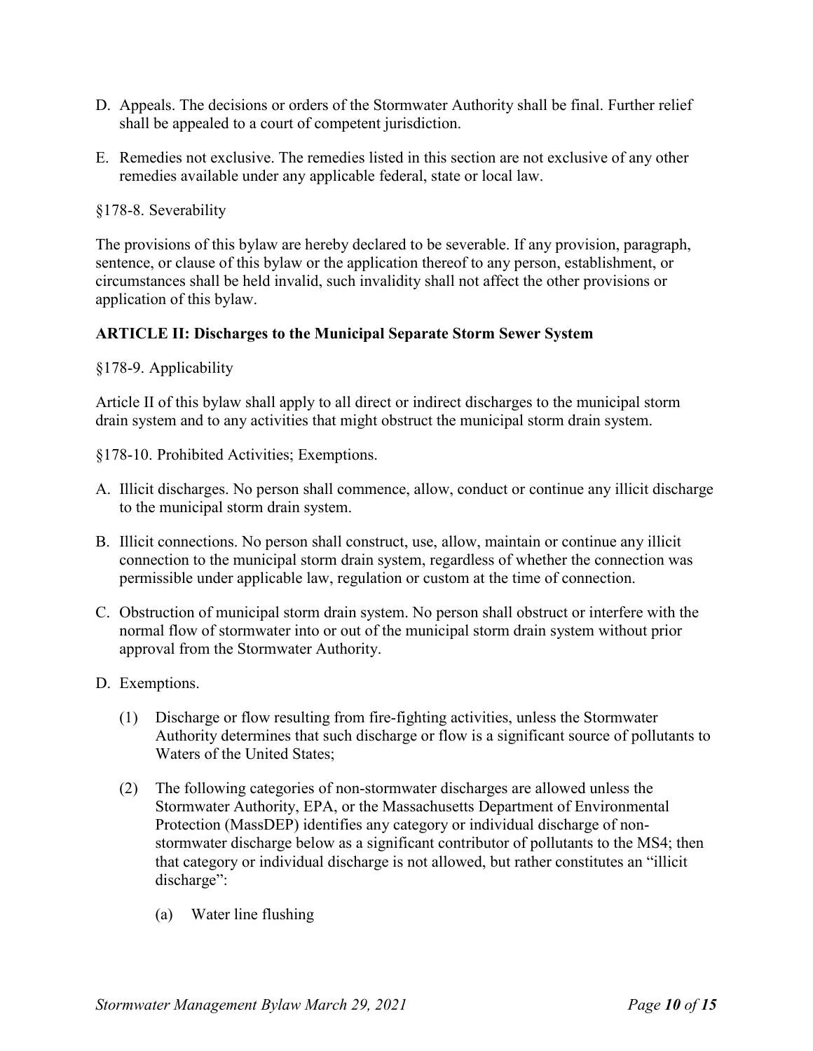D. Appeals. The decisions or orders of the Stormwater Authority shall be final. Further relief shall be appealed to a court of competent jurisdiction.

E. Remedies not exclusive. The remedies listed in this section are not exclusive of any other remedies available under any applicable federal, state or local law.

§178-8. Severability

The provisions of this bylaw are hereby declared to be severable. If any provision, paragraph, sentence, or clause of this bylaw or the application thereof to any person, establishment, or circumstances shall be held invalid, such invalidity shall not affect the other provisions or application of this bylaw.

**ARTICLE II: Discharges to the Municipal Separate Storm Sewer System**

§178-9. Applicability

Article II of this bylaw shall apply to all direct or indirect discharges to the municipal storm drain system and to any activities that might obstruct the municipal storm drain system.

§178-10. Prohibited Activities; Exemptions.

A. Illicit discharges. No person shall commence, allow, conduct or continue any illicit discharge to the municipal storm drain system.

B. Illicit connections. No person shall construct, use, allow, maintain or continue any illicit connection to the municipal storm drain system, regardless of whether the connection was permissible under applicable law, regulation or custom at the time of connection.

C. Obstruction of municipal storm drain system. No person shall obstruct or interfere with the normal flow of stormwater into or out of the municipal storm drain system without prior approval from the Stormwater Authority.

D. Exemptions.

   (1) Discharge or flow resulting from fire-fighting activities, unless the Stormwater Authority determines that such discharge or flow is a significant source of pollutants to Waters of the United States;

   (2) The following categories of non-stormwater discharges are allowed unless the Stormwater Authority, EPA, or the Massachusetts Department of Environmental Protection (MassDEP) identifies any category or individual discharge of non-stormwater discharge below as a significant contributor of pollutants to the MS4; then that category or individual discharge is not allowed, but rather constitutes an "illicit discharge":

      (a) Water line flushing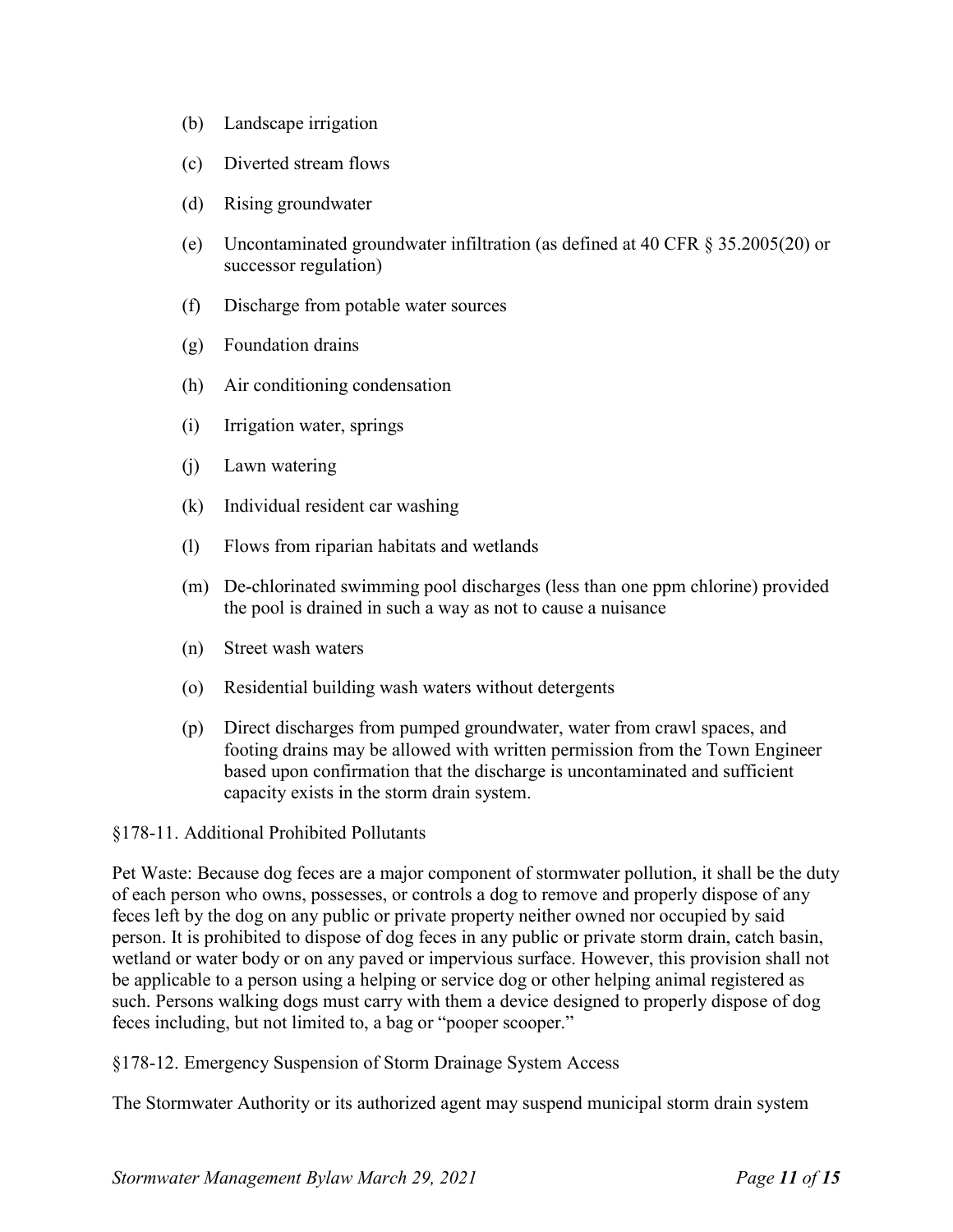(b) Landscape irrigation

(c) Diverted stream flows

(d) Rising groundwater

(e) Uncontaminated groundwater infiltration (as defined at 40 CFR § 35.2005(20) or successor regulation)

(f) Discharge from potable water sources

(g) Foundation drains

(h) Air conditioning condensation

(i) Irrigation water, springs

(j) Lawn watering

(k) Individual resident car washing

(l) Flows from riparian habitats and wetlands

(m) De-chlorinated swimming pool discharges (less than one ppm chlorine) provided the pool is drained in such a way as not to cause a nuisance

(n) Street wash waters

(o) Residential building wash waters without detergents

(p) Direct discharges from pumped groundwater, water from crawl spaces, and footing drains may be allowed with written permission from the Town Engineer based upon confirmation that the discharge is uncontaminated and sufficient capacity exists in the storm drain system.

§178-11. Additional Prohibited Pollutants

Pet Waste: Because dog feces are a major component of stormwater pollution, it shall be the duty of each person who owns, possesses, or controls a dog to remove and properly dispose of any feces left by the dog on any public or private property neither owned nor occupied by said person. It is prohibited to dispose of dog feces in any public or private storm drain, catch basin, wetland or water body or on any paved or impervious surface. However, this provision shall not be applicable to a person using a helping or service dog or other helping animal registered as such. Persons walking dogs must carry with them a device designed to properly dispose of dog feces including, but not limited to, a bag or "pooper scooper."

§178-12. Emergency Suspension of Storm Drainage System Access

The Stormwater Authority or its authorized agent may suspend municipal storm drain system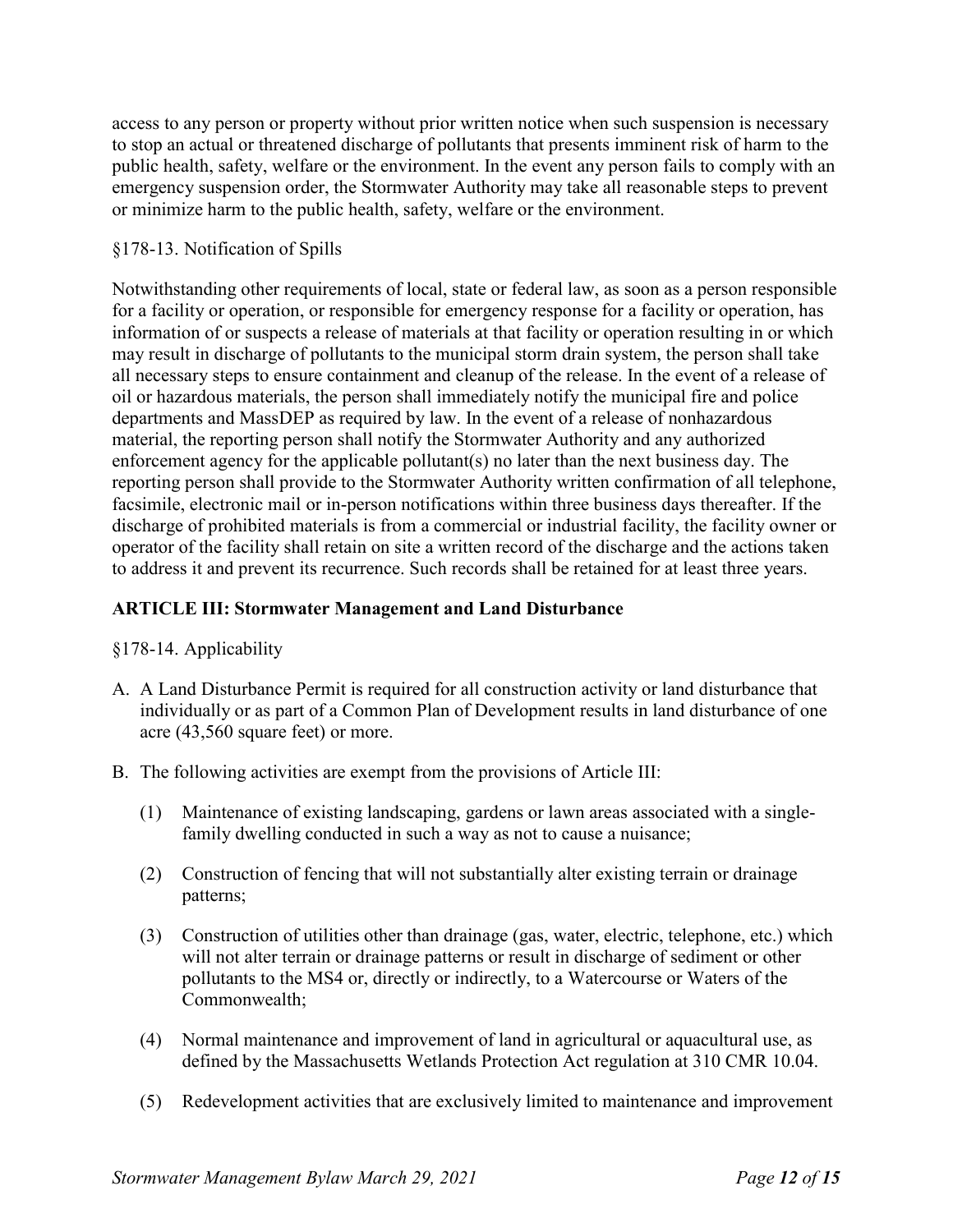access to any person or property without prior written notice when such suspension is necessary to stop an actual or threatened discharge of pollutants that presents imminent risk of harm to the public health, safety, welfare or the environment. In the event any person fails to comply with an emergency suspension order, the Stormwater Authority may take all reasonable steps to prevent or minimize harm to the public health, safety, welfare or the environment.

§178-13. Notification of Spills

Notwithstanding other requirements of local, state or federal law, as soon as a person responsible for a facility or operation, or responsible for emergency response for a facility or operation, has information of or suspects a release of materials at that facility or operation resulting in or which may result in discharge of pollutants to the municipal storm drain system, the person shall take all necessary steps to ensure containment and cleanup of the release. In the event of a release of oil or hazardous materials, the person shall immediately notify the municipal fire and police departments and MassDEP as required by law. In the event of a release of nonhazardous material, the reporting person shall notify the Stormwater Authority and any authorized enforcement agency for the applicable pollutant(s) no later than the next business day. The reporting person shall provide to the Stormwater Authority written confirmation of all telephone, facsimile, electronic mail or in-person notifications within three business days thereafter. If the discharge of prohibited materials is from a commercial or industrial facility, the facility owner or operator of the facility shall retain on site a written record of the discharge and the actions taken to address it and prevent its recurrence. Such records shall be retained for at least three years.

## ARTICLE III: Stormwater Management and Land Disturbance

§178-14. Applicability

A. A Land Disturbance Permit is required for all construction activity or land disturbance that individually or as part of a Common Plan of Development results in land disturbance of one acre (43,560 square feet) or more.

B. The following activities are exempt from the provisions of Article III:

   (1) Maintenance of existing landscaping, gardens or lawn areas associated with a single-family dwelling conducted in such a way as not to cause a nuisance;

   (2) Construction of fencing that will not substantially alter existing terrain or drainage patterns;

   (3) Construction of utilities other than drainage (gas, water, electric, telephone, etc.) which will not alter terrain or drainage patterns or result in discharge of sediment or other pollutants to the MS4 or, directly or indirectly, to a Watercourse or Waters of the Commonwealth;

   (4) Normal maintenance and improvement of land in agricultural or aquacultural use, as defined by the Massachusetts Wetlands Protection Act regulation at 310 CMR 10.04.

   (5) Redevelopment activities that are exclusively limited to maintenance and improvement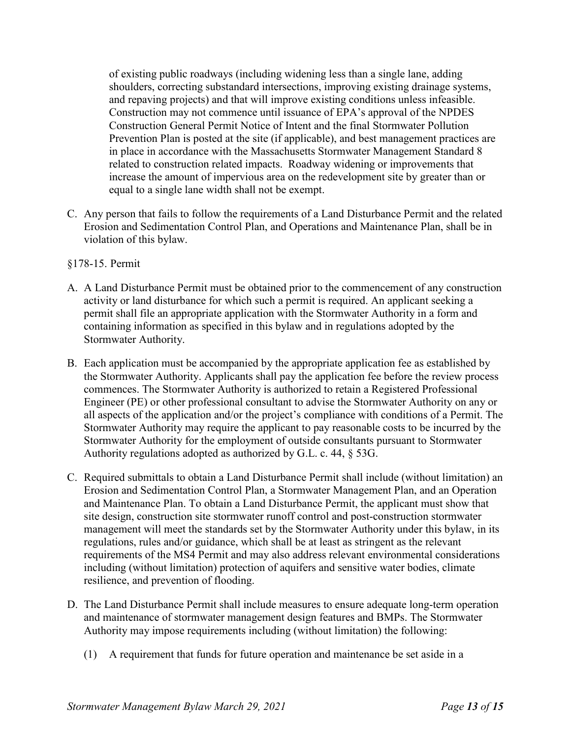of existing public roadways (including widening less than a single lane, adding shoulders, correcting substandard intersections, improving existing drainage systems, and repaving projects) and that will improve existing conditions unless infeasible. Construction may not commence until issuance of EPA's approval of the NPDES Construction General Permit Notice of Intent and the final Stormwater Pollution Prevention Plan is posted at the site (if applicable), and best management practices are in place in accordance with the Massachusetts Stormwater Management Standard 8 related to construction related impacts. Roadway widening or improvements that increase the amount of impervious area on the redevelopment site by greater than or equal to a single lane width shall not be exempt.

C. Any person that fails to follow the requirements of a Land Disturbance Permit and the related Erosion and Sedimentation Control Plan, and Operations and Maintenance Plan, shall be in violation of this bylaw.

§178-15. Permit

A. A Land Disturbance Permit must be obtained prior to the commencement of any construction activity or land disturbance for which such a permit is required. An applicant seeking a permit shall file an appropriate application with the Stormwater Authority in a form and containing information as specified in this bylaw and in regulations adopted by the Stormwater Authority.

B. Each application must be accompanied by the appropriate application fee as established by the Stormwater Authority. Applicants shall pay the application fee before the review process commences. The Stormwater Authority is authorized to retain a Registered Professional Engineer (PE) or other professional consultant to advise the Stormwater Authority on any or all aspects of the application and/or the project's compliance with conditions of a Permit. The Stormwater Authority may require the applicant to pay reasonable costs to be incurred by the Stormwater Authority for the employment of outside consultants pursuant to Stormwater Authority regulations adopted as authorized by G.L. c. 44, § 53G.

C. Required submittals to obtain a Land Disturbance Permit shall include (without limitation) an Erosion and Sedimentation Control Plan, a Stormwater Management Plan, and an Operation and Maintenance Plan. To obtain a Land Disturbance Permit, the applicant must show that site design, construction site stormwater runoff control and post-construction stormwater management will meet the standards set by the Stormwater Authority under this bylaw, in its regulations, rules and/or guidance, which shall be at least as stringent as the relevant requirements of the MS4 Permit and may also address relevant environmental considerations including (without limitation) protection of aquifers and sensitive water bodies, climate resilience, and prevention of flooding.

D. The Land Disturbance Permit shall include measures to ensure adequate long-term operation and maintenance of stormwater management design features and BMPs. The Stormwater Authority may impose requirements including (without limitation) the following:

   (1) A requirement that funds for future operation and maintenance be set aside in a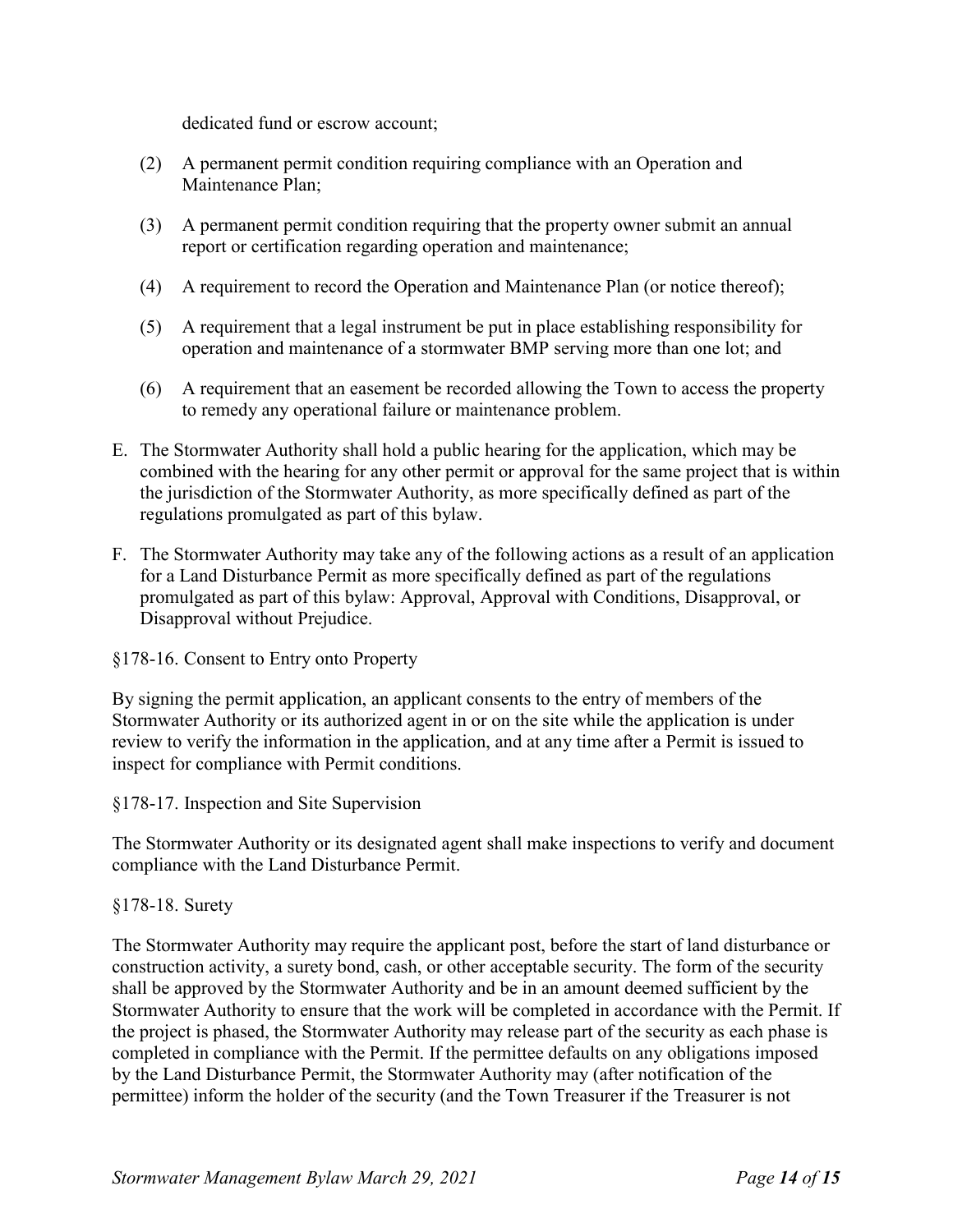dedicated fund or escrow account;

(2) A permanent permit condition requiring compliance with an Operation and Maintenance Plan;

(3) A permanent permit condition requiring that the property owner submit an annual report or certification regarding operation and maintenance;

(4) A requirement to record the Operation and Maintenance Plan (or notice thereof);

(5) A requirement that a legal instrument be put in place establishing responsibility for operation and maintenance of a stormwater BMP serving more than one lot; and

(6) A requirement that an easement be recorded allowing the Town to access the property to remedy any operational failure or maintenance problem.

E. The Stormwater Authority shall hold a public hearing for the application, which may be combined with the hearing for any other permit or approval for the same project that is within the jurisdiction of the Stormwater Authority, as more specifically defined as part of the regulations promulgated as part of this bylaw.

F. The Stormwater Authority may take any of the following actions as a result of an application for a Land Disturbance Permit as more specifically defined as part of the regulations promulgated as part of this bylaw: Approval, Approval with Conditions, Disapproval, or Disapproval without Prejudice.

§178-16. Consent to Entry onto Property

By signing the permit application, an applicant consents to the entry of members of the Stormwater Authority or its authorized agent in or on the site while the application is under review to verify the information in the application, and at any time after a Permit is issued to inspect for compliance with Permit conditions.

§178-17. Inspection and Site Supervision

The Stormwater Authority or its designated agent shall make inspections to verify and document compliance with the Land Disturbance Permit.

§178-18. Surety

The Stormwater Authority may require the applicant post, before the start of land disturbance or construction activity, a surety bond, cash, or other acceptable security. The form of the security shall be approved by the Stormwater Authority and be in an amount deemed sufficient by the Stormwater Authority to ensure that the work will be completed in accordance with the Permit. If the project is phased, the Stormwater Authority may release part of the security as each phase is completed in compliance with the Permit. If the permittee defaults on any obligations imposed by the Land Disturbance Permit, the Stormwater Authority may (after notification of the permittee) inform the holder of the security (and the Town Treasurer if the Treasurer is not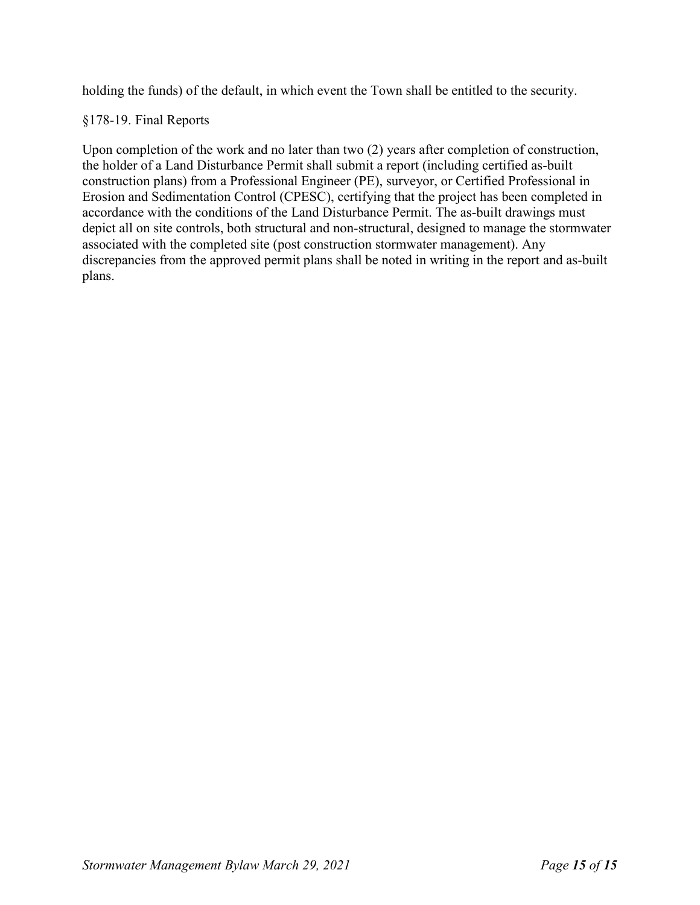holding the funds) of the default, in which event the Town shall be entitled to the security.

§178-19. Final Reports

Upon completion of the work and no later than two (2) years after completion of construction, the holder of a Land Disturbance Permit shall submit a report (including certified as-built construction plans) from a Professional Engineer (PE), surveyor, or Certified Professional in Erosion and Sedimentation Control (CPESC), certifying that the project has been completed in accordance with the conditions of the Land Disturbance Permit. The as-built drawings must depict all on site controls, both structural and non-structural, designed to manage the stormwater associated with the completed site (post construction stormwater management). Any discrepancies from the approved permit plans shall be noted in writing in the report and as-built plans.